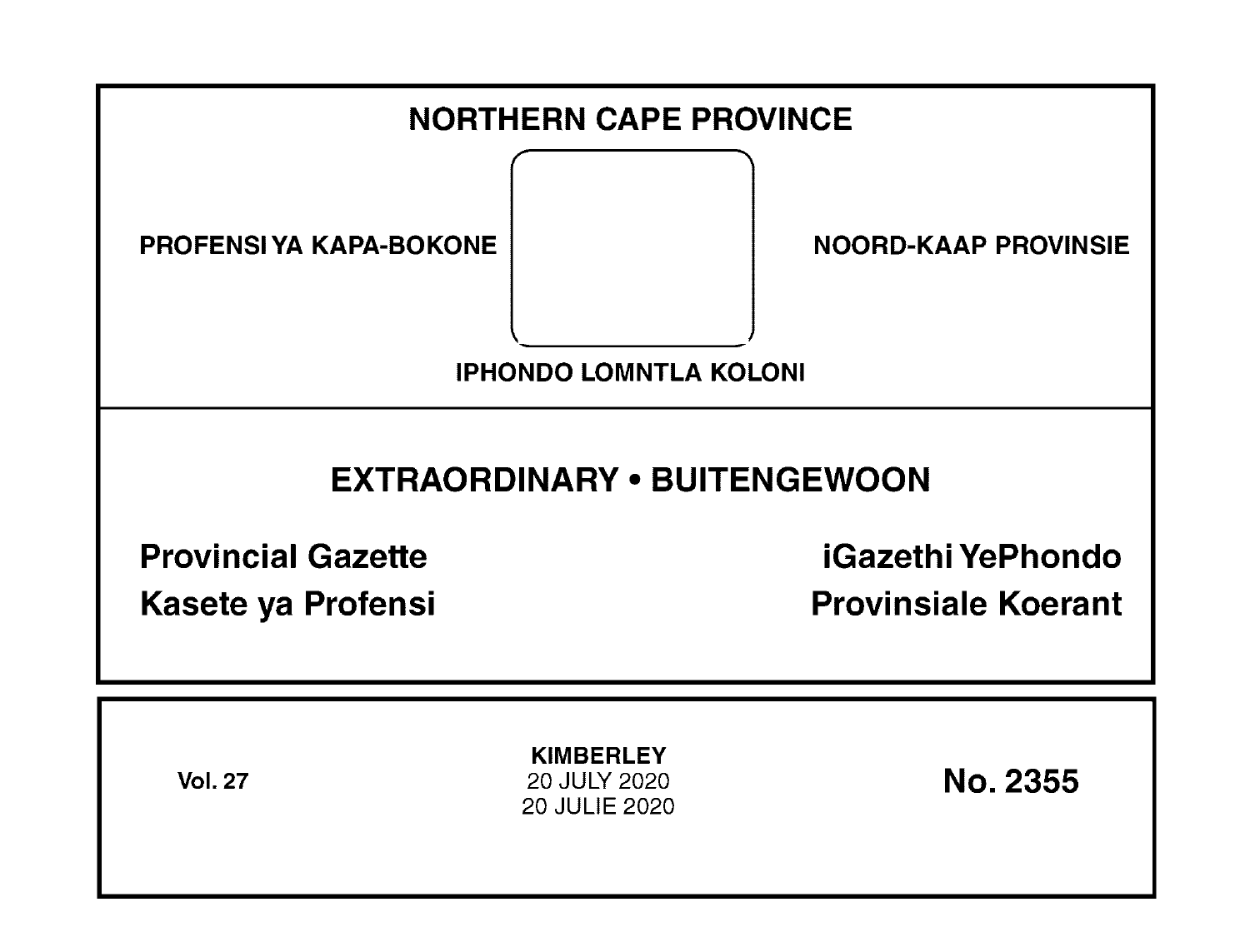# NORTHERN CAPE PROVINCE

PROFENSI YA KAPA-BOKONE

NOORD-KAAP PROVINSIE

IPHONDO LOMNTLA KOLONI

## EXTRAORDINARY • BUITENGEWOON

**Provincial Gazette**

**iGazethi YePhondo**

**Kasete ya Profensi**

**Provinsiale Koerant**

**Vol. 27**

**KIMBERLEY**
20 JULY 2020
20 JULIE 2020

**No. 2355**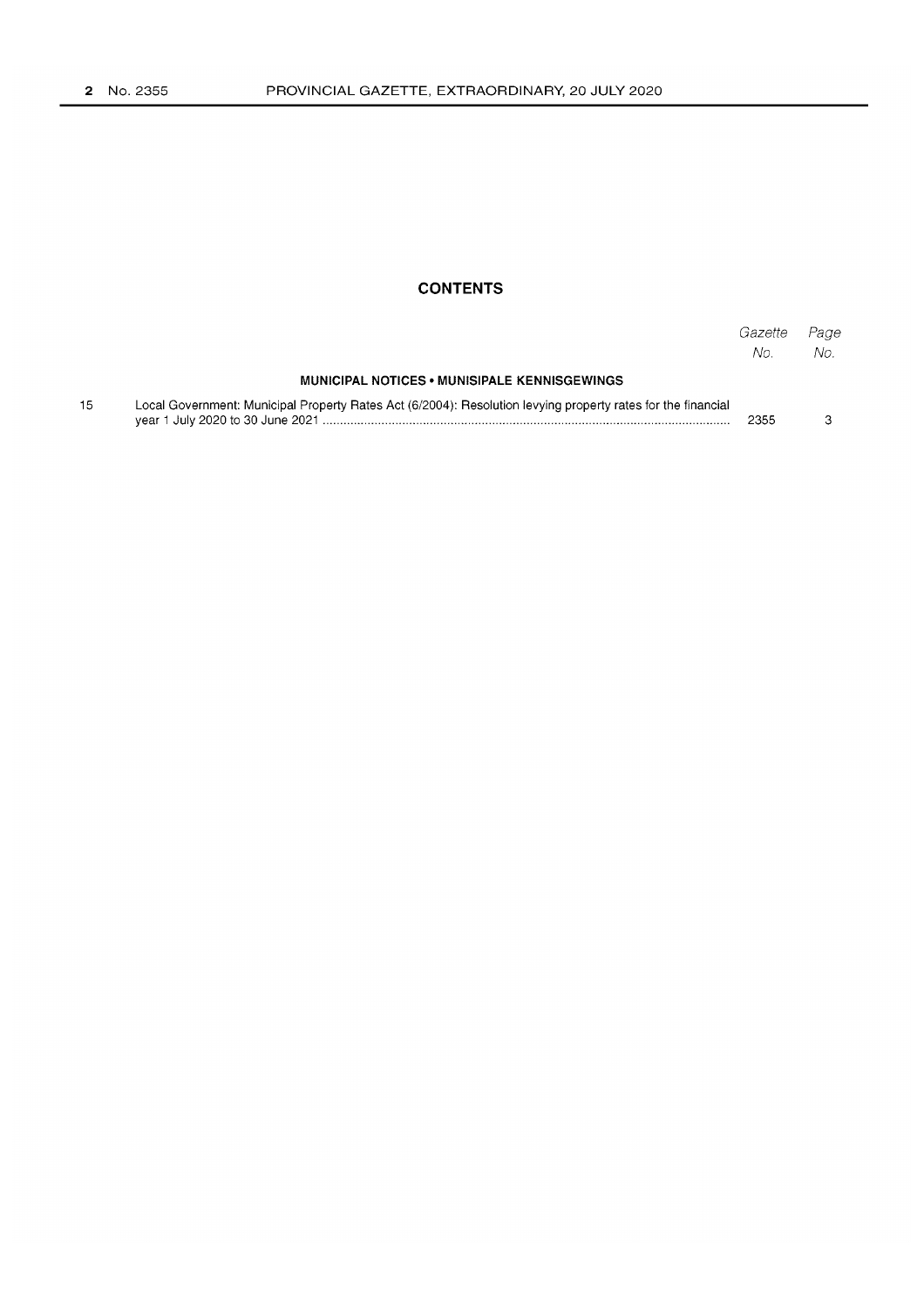## CONTENTS

| | | Gazette No. | Page No. |
|---|---|---|---|
| | **MUNICIPAL NOTICES • MUNISIPALE KENNISGEWINGS** | | |
| 15 | Local Government: Municipal Property Rates Act (6/2004): Resolution levying property rates for the financial year 1 July 2020 to 30 June 2021 | 2355 | 3 |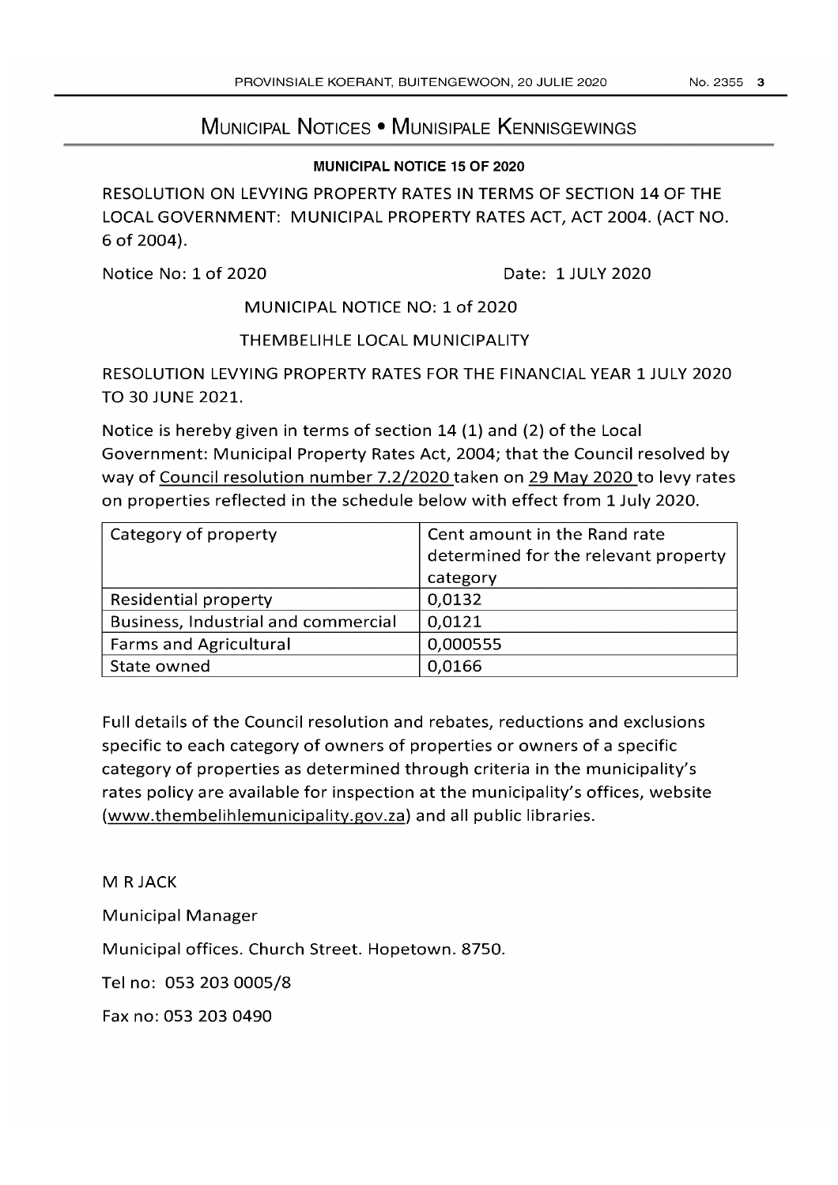# Municipal Notices • Munisipale Kennisgewings

## MUNICIPAL NOTICE 15 OF 2020

RESOLUTION ON LEVYING PROPERTY RATES IN TERMS OF SECTION 14 OF THE LOCAL GOVERNMENT: MUNICIPAL PROPERTY RATES ACT, ACT 2004. (ACT NO. 6 of 2004).

Notice No: 1 of 2020 Date: 1 JULY 2020

MUNICIPAL NOTICE NO: 1 of 2020

THEMBELIHLE LOCAL MUNICIPALITY

RESOLUTION LEVYING PROPERTY RATES FOR THE FINANCIAL YEAR 1 JULY 2020 TO 30 JUNE 2021.

Notice is hereby given in terms of section 14 (1) and (2) of the Local Government: Municipal Property Rates Act, 2004; that the Council resolved by way of Council resolution number 7.2/2020 taken on 29 May 2020 to levy rates on properties reflected in the schedule below with effect from 1 July 2020.

| Category of property | Cent amount in the Rand rate determined for the relevant property category |
|---|---|
| Residential property | 0,0132 |
| Business, Industrial and commercial | 0,0121 |
| Farms and Agricultural | 0,000555 |
| State owned | 0,0166 |

Full details of the Council resolution and rebates, reductions and exclusions specific to each category of owners of properties or owners of a specific category of properties as determined through criteria in the municipality's rates policy are available for inspection at the municipality's offices, website (www.thembelihlemunicipality.gov.za) and all public libraries.

M R JACK

Municipal Manager

Municipal offices. Church Street. Hopetown. 8750.

Tel no: 053 203 0005/8

Fax no: 053 203 0490